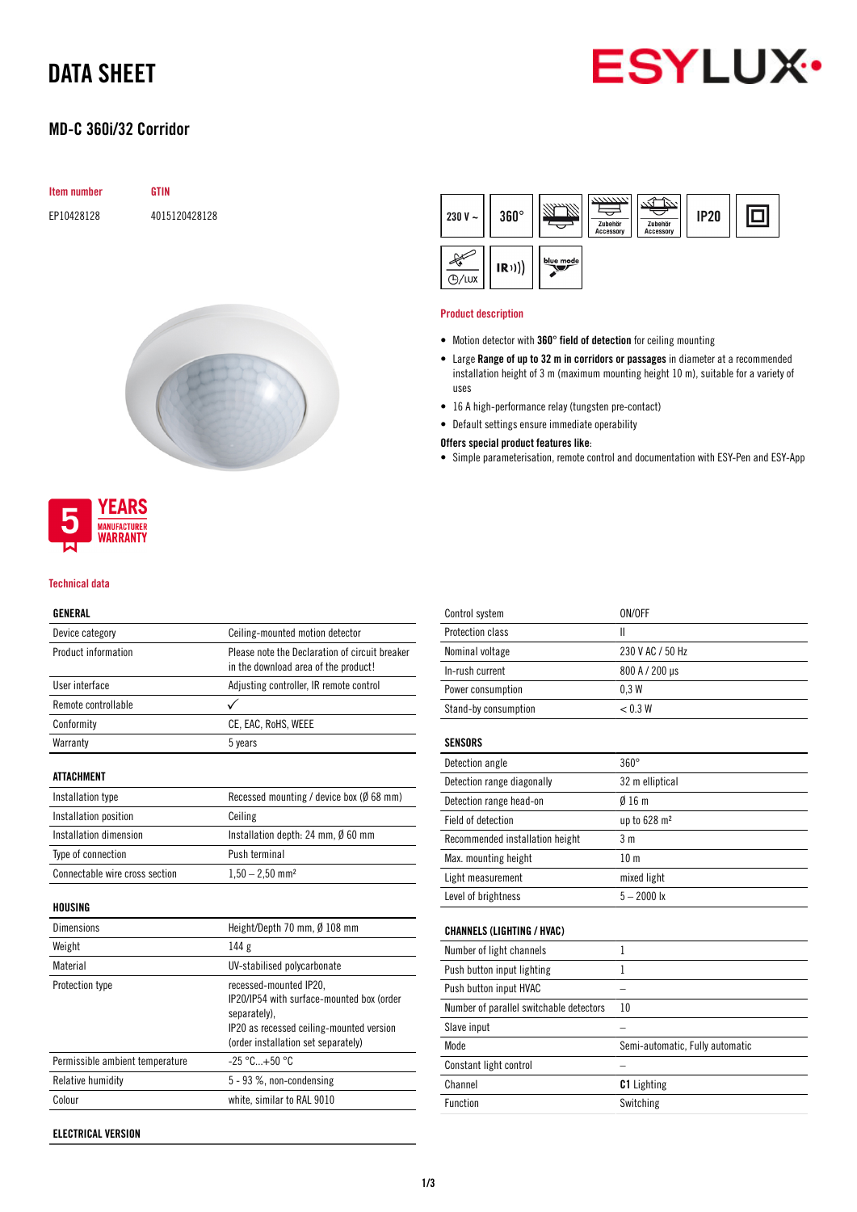# DATA SHEET

## MD-C 360i/32 Corridor

| Item number | GTIN |
|---|---|
| EP10428128 | 4015120428128 |

230 V ~ | 360° | IP20

5 YEARS MANUFACTURER WARRANTY

### Product description

- Motion detector with **360° field of detection** for ceiling mounting
- Large **Range of up to 32 m in corridors or passages** in diameter at a recommended installation height of 3 m (maximum mounting height 10 m), suitable for a variety of uses
- 16 A high-performance relay (tungsten pre-contact)
- Default settings ensure immediate operability

**Offers special product features like:**

- Simple parameterisation, remote control and documentation with ESY-Pen and ESY-App

### Technical data

| GENERAL | |
|---|---|
| Device category | Ceiling-mounted motion detector |
| Product information | Please note the Declaration of circuit breaker in the download area of the product! |
| User interface | Adjusting controller, IR remote control |
| Remote controllable | ✓ |
| Conformity | CE, EAC, RoHS, WEEE |
| Warranty | 5 years |

| ATTACHMENT | |
|---|---|
| Installation type | Recessed mounting / device box (Ø 68 mm) |
| Installation position | Ceiling |
| Installation dimension | Installation depth: 24 mm, Ø 60 mm |
| Type of connection | Push terminal |
| Connectable wire cross section | 1,50 – 2,50 mm² |

| HOUSING | |
|---|---|
| Dimensions | Height/Depth 70 mm, Ø 108 mm |
| Weight | 144 g |
| Material | UV-stabilised polycarbonate |
| Protection type | recessed-mounted IP20, IP20/IP54 with surface-mounted box (order separately), IP20 as recessed ceiling-mounted version (order installation set separately) |
| Permissible ambient temperature | -25 °C...+50 °C |
| Relative humidity | 5 - 93 %, non-condensing |
| Colour | white, similar to RAL 9010 |

| ELECTRICAL VERSION | |
|---|---|
| Control system | ON/OFF |
| Protection class | II |
| Nominal voltage | 230 V AC / 50 Hz |
| In-rush current | 800 A / 200 µs |
| Power consumption | 0,3 W |
| Stand-by consumption | < 0.3 W |

| SENSORS | |
|---|---|
| Detection angle | 360° |
| Detection range diagonally | 32 m elliptical |
| Detection range head-on | Ø 16 m |
| Field of detection | up to 628 m² |
| Recommended installation height | 3 m |
| Max. mounting height | 10 m |
| Light measurement | mixed light |
| Level of brightness | 5 – 2000 lx |

| CHANNELS (LIGHTING / HVAC) | |
|---|---|
| Number of light channels | 1 |
| Push button input lighting | 1 |
| Push button input HVAC | – |
| Number of parallel switchable detectors | 10 |
| Slave input | – |
| Mode | Semi-automatic, Fully automatic |
| Constant light control | – |
| Channel | **C1** Lighting |
| Function | Switching |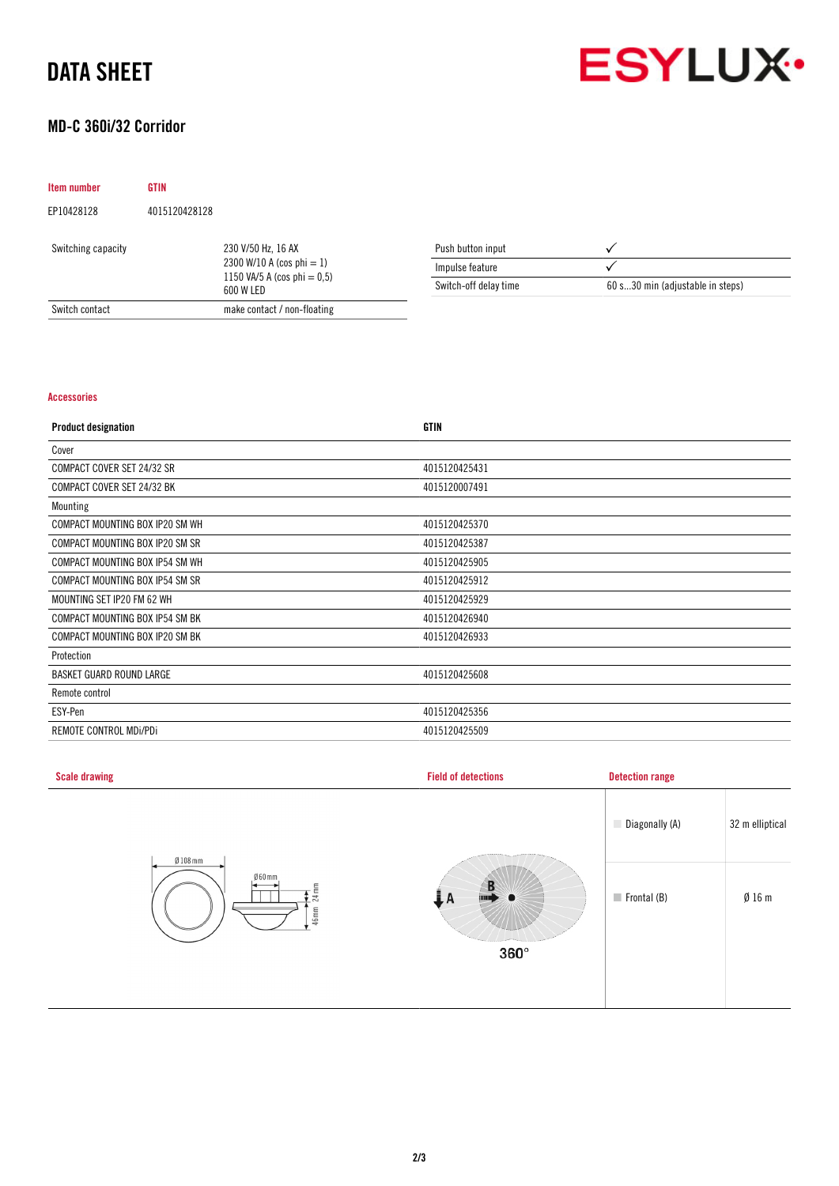# DATA SHEET

## MD-C 360i/32 Corridor

| Item number | GTIN |
|---|---|
| EP10428128 | 4015120428128 |

| | |
|---|---|
| Switching capacity | 230 V/50 Hz, 16 AX<br>2300 W/10 A (cos phi = 1)<br>1150 VA/5 A (cos phi = 0,5)<br>600 W LED |
| Switch contact | make contact / non-floating |

| | |
|---|---|
| Push button input | ✓ |
| Impulse feature | ✓ |
| Switch-off delay time | 60 s...30 min (adjustable in steps) |

### Accessories

| Product designation | GTIN |
|---|---|
| Cover | |
| COMPACT COVER SET 24/32 SR | 4015120425431 |
| COMPACT COVER SET 24/32 BK | 4015120007491 |
| Mounting | |
| COMPACT MOUNTING BOX IP20 SM WH | 4015120425370 |
| COMPACT MOUNTING BOX IP20 SM SR | 4015120425387 |
| COMPACT MOUNTING BOX IP54 SM WH | 4015120425905 |
| COMPACT MOUNTING BOX IP54 SM SR | 4015120425912 |
| MOUNTING SET IP20 FM 62 WH | 4015120425929 |
| COMPACT MOUNTING BOX IP54 SM BK | 4015120426940 |
| COMPACT MOUNTING BOX IP20 SM BK | 4015120426933 |
| Protection | |
| BASKET GUARD ROUND LARGE | 4015120425608 |
| Remote control | |
| ESY-Pen | 4015120425356 |
| REMOTE CONTROL MDi/PDi | 4015120425509 |

### Scale drawing

Ø 108 mm

Ø 60 mm

24 mm

46 mm

### Field of detections

A

B

360°

### Detection range

| | |
|---|---|
| Diagonally (A) | 32 m elliptical |
| Frontal (B) | Ø 16 m |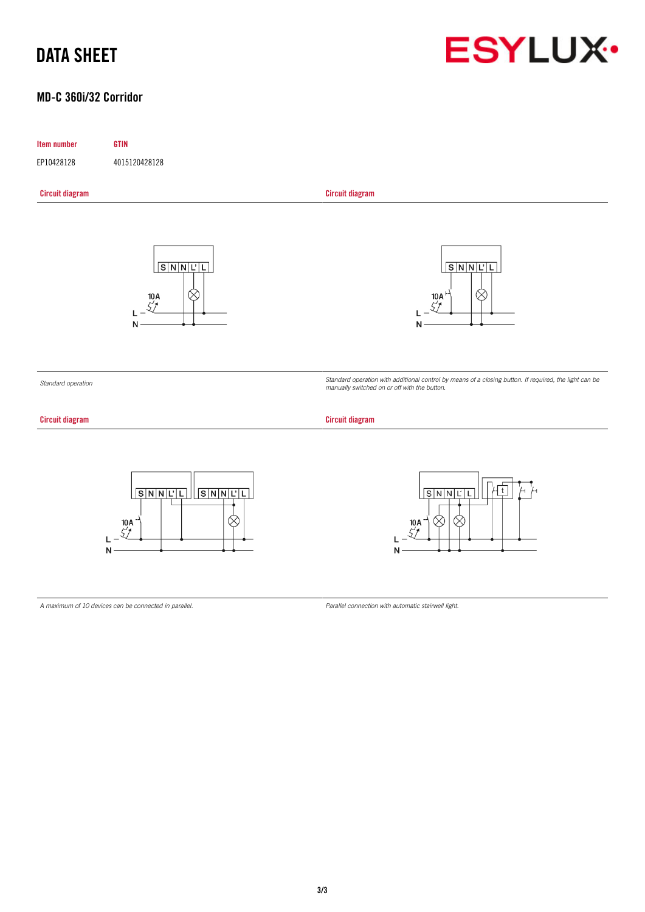# DATA SHEET

## MD-C 360i/32 Corridor

| Item number | GTIN |
|---|---|
| EP10428128 | 4015120428128 |

### Circuit diagram

S N N L' L

10A

L

N

*Standard operation*

### Circuit diagram

S N N L' L

10A

L

N

*Standard operation with additional control by means of a closing button. If required, the light can be manually switched on or off with the button.*

### Circuit diagram

S N N L' L

S N N L' L

10A

L

N

*A maximum of 10 devices can be connected in parallel.*

### Circuit diagram

S N N L' L

t

10A

L

N

*Parallel connection with automatic stairwell light.*